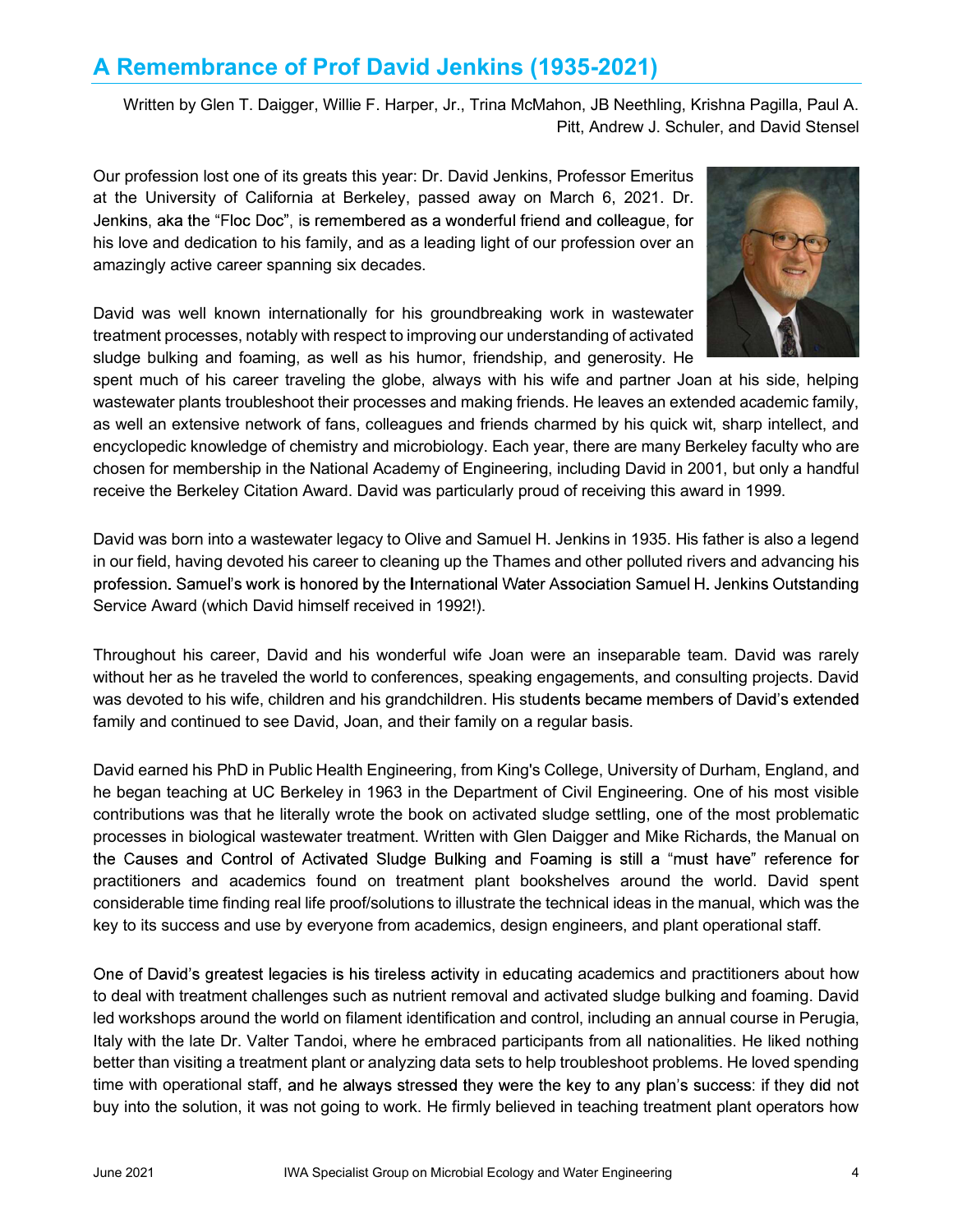## A Remembrance of Prof David Jenkins (1935-2021)

Written by Glen T. Daigger, Willie F. Harper, Jr., Trina McMahon, JB Neethling, Krishna Pagilla, Paul A. Pitt, Andrew J. Schuler, and David Stensel

Our profession lost one of its greats this year: Dr. David Jenkins, Professor Emeritus at the University of California at Berkeley, passed away on March 6, 2021. Dr. Jenkins, aka the "Floc Doc", is remembered as a wonderful friend and colleague, for his love and dedication to his family, and as a leading light of our profession over an amazingly active career spanning six decades.

David was well known internationally for his groundbreaking work in wastewater treatment processes, notably with respect to improving our understanding of activated sludge bulking and foaming, as well as his humor, friendship, and generosity. He spent much of his career traveling the globe, always with his wife and partner Joan at his side, helping wastewater plants troubleshoot their processes and making friends. He leaves an extended academic family, as well an extensive network of fans, colleagues and friends charmed by his quick wit, sharp intellect, and encyclopedic knowledge of chemistry and microbiology. Each year, there are many Berkeley faculty who are chosen for membership in the National Academy of Engineering, including David in 2001, but only a handful receive the Berkeley Citation Award. David was particularly proud of receiving this award in 1999.

David was born into a wastewater legacy to Olive and Samuel H. Jenkins in 1935. His father is also a legend in our field, having devoted his career to cleaning up the Thames and other polluted rivers and advancing his profession. Samuel's work is honored by the International Water Association Samuel H. Jenkins Outstanding Service Award (which David himself received in 1992!).

Throughout his career, David and his wonderful wife Joan were an inseparable team. David was rarely without her as he traveled the world to conferences, speaking engagements, and consulting projects. David was devoted to his wife, children and his grandchildren. His students became members of David's extended family and continued to see David, Joan, and their family on a regular basis.

David earned his PhD in Public Health Engineering, from King's College, University of Durham, England, and he began teaching at UC Berkeley in 1963 in the Department of Civil Engineering. One of his most visible contributions was that he literally wrote the book on activated sludge settling, one of the most problematic processes in biological wastewater treatment. Written with Glen Daigger and Mike Richards, the Manual on the Causes and Control of Activated Sludge Bulking and Foaming is still a "must have" reference for practitioners and academics found on treatment plant bookshelves around the world. David spent considerable time finding real life proof/solutions to illustrate the technical ideas in the manual, which was the key to its success and use by everyone from academics, design engineers, and plant operational staff.

One of David's greatest legacies is his tireless activity in educating academics and practitioners about how to deal with treatment challenges such as nutrient removal and activated sludge bulking and foaming. David led workshops around the world on filament identification and control, including an annual course in Perugia, Italy with the late Dr. Valter Tandoi, where he embraced participants from all nationalities. He liked nothing better than visiting a treatment plant or analyzing data sets to help troubleshoot problems. He loved spending time with operational staff, and he always stressed they were the key to any plan's success: if they did not buy into the solution, it was not going to work. He firmly believed in teaching treatment plant operators how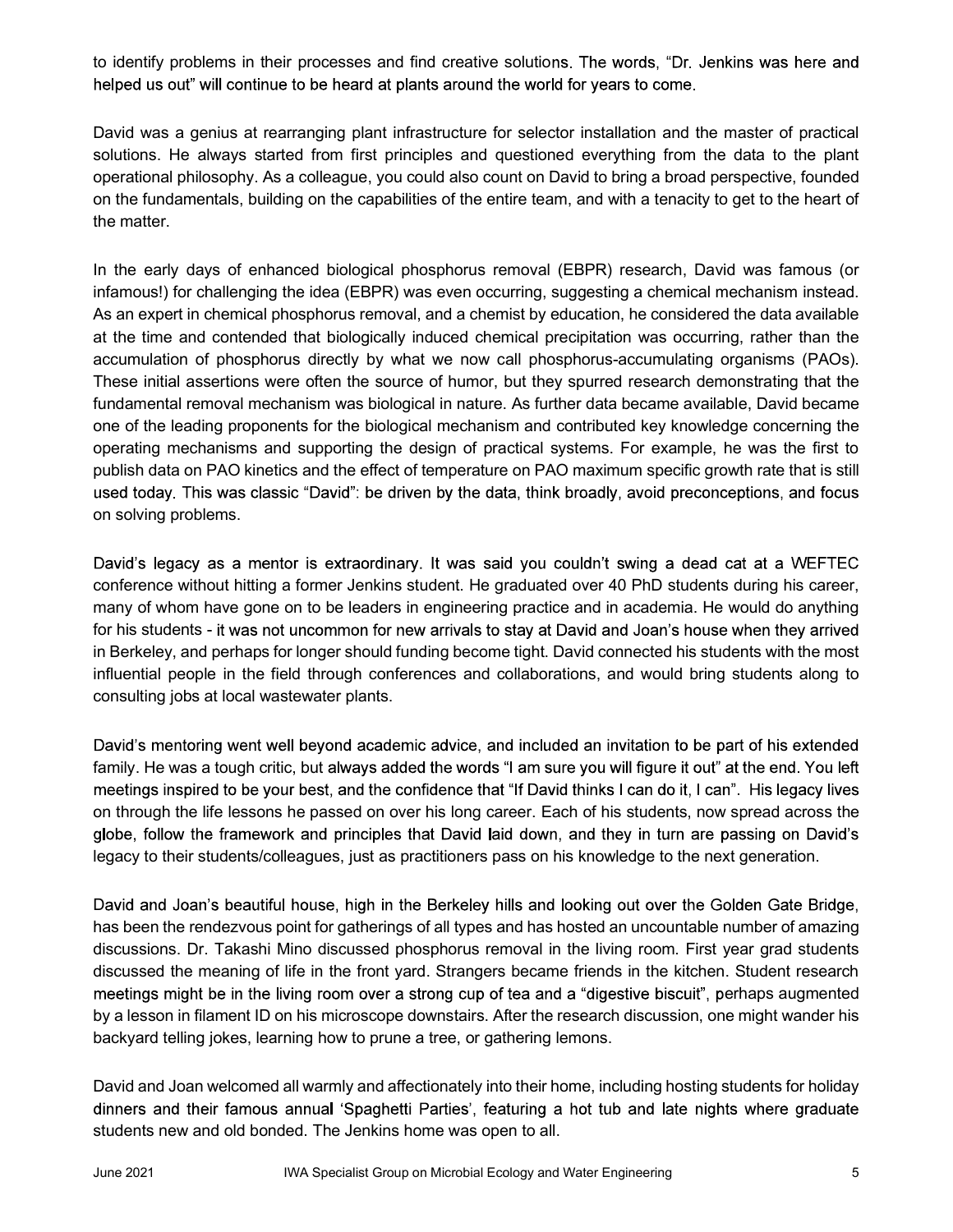to identify problems in their processes and find creative solutions. The words, "Dr. Jenkins was here and helped us out" will continue to be heard at plants around the world for years to come.

David was a genius at rearranging plant infrastructure for selector installation and the master of practical solutions. He always started from first principles and questioned everything from the data to the plant operational philosophy. As a colleague, you could also count on David to bring a broad perspective, founded on the fundamentals, building on the capabilities of the entire team, and with a tenacity to get to the heart of the matter.

In the early days of enhanced biological phosphorus removal (EBPR) research, David was famous (or infamous!) for challenging the idea (EBPR) was even occurring, suggesting a chemical mechanism instead. As an expert in chemical phosphorus removal, and a chemist by education, he considered the data available at the time and contended that biologically induced chemical precipitation was occurring, rather than the accumulation of phosphorus directly by what we now call phosphorus-accumulating organisms (PAOs). These initial assertions were often the source of humor, but they spurred research demonstrating that the fundamental removal mechanism was biological in nature. As further data became available, David became one of the leading proponents for the biological mechanism and contributed key knowledge concerning the operating mechanisms and supporting the design of practical systems. For example, he was the first to publish data on PAO kinetics and the effect of temperature on PAO maximum specific growth rate that is still used today. This was classic "David": be driven by the data, think broadly, avoid preconceptions, and focus on solving problems.

David's legacy as a mentor is extraordinary. It was said you couldn't swing a dead cat at a WEFTEC conference without hitting a former Jenkins student. He graduated over 40 PhD students during his career, many of whom have gone on to be leaders in engineering practice and in academia. He would do anything for his students - it was not uncommon for new arrivals to stay at David and Joan's house when they arrived in Berkeley, and perhaps for longer should funding become tight. David connected his students with the most influential people in the field through conferences and collaborations, and would bring students along to consulting jobs at local wastewater plants.

David's mentoring went well beyond academic advice, and included an invitation to be part of his extended family. He was a tough critic, but always added the words "I am sure you will figure it out" at the end. You left meetings inspired to be your best, and the confidence that "If David thinks I can do it, I can". His legacy lives on through the life lessons he passed on over his long career. Each of his students, now spread across the globe, follow the framework and principles that David laid down, and they in turn are passing on David's legacy to their students/colleagues, just as practitioners pass on his knowledge to the next generation.

David and Joan's beautiful house, high in the Berkeley hills and looking out over the Golden Gate Bridge, has been the rendezvous point for gatherings of all types and has hosted an uncountable number of amazing discussions. Dr. Takashi Mino discussed phosphorus removal in the living room. First year grad students discussed the meaning of life in the front yard. Strangers became friends in the kitchen. Student research meetings might be in the living room over a strong cup of tea and a "digestive biscuit", perhaps augmented by a lesson in filament ID on his microscope downstairs. After the research discussion, one might wander his backyard telling jokes, learning how to prune a tree, or gathering lemons.

David and Joan welcomed all warmly and affectionately into their home, including hosting students for holiday dinners and their famous annual 'Spaghetti Parties', featuring a hot tub and late nights where graduate students new and old bonded. The Jenkins home was open to all.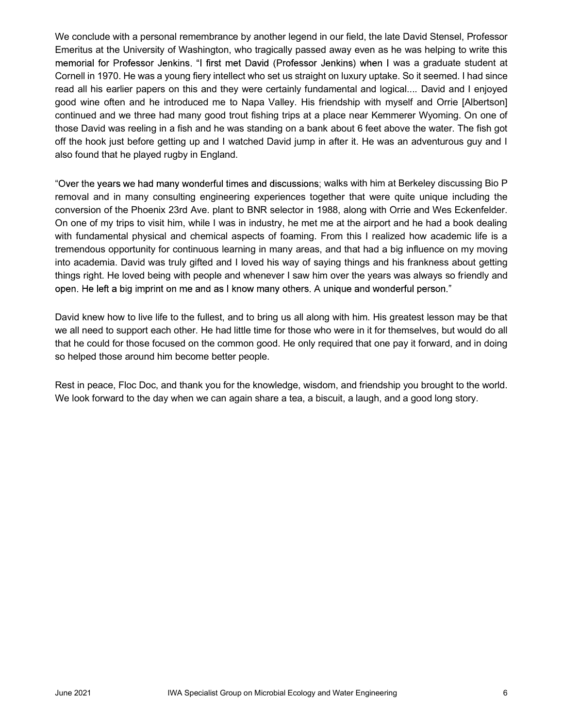We conclude with a personal remembrance by another legend in our field, the late David Stensel, Professor Emeritus at the University of Washington, who tragically passed away even as he was helping to write this memorial for Professor Jenkins. "I first met David (Professor Jenkins) when I was a graduate student at Cornell in 1970. He was a young fiery intellect who set us straight on luxury uptake. So it seemed. I had since read all his earlier papers on this and they were certainly fundamental and logical.... David and I enjoyed good wine often and he introduced me to Napa Valley. His friendship with myself and Orrie [Albertson] continued and we three had many good trout fishing trips at a place near Kemmerer Wyoming. On one of those David was reeling in a fish and he was standing on a bank about 6 feet above the water. The fish got off the hook just before getting up and I watched David jump in after it. He was an adventurous guy and I also found that he played rugby in England.

"Over the years we had many wonderful times and discussions; walks with him at Berkeley discussing Bio P removal and in many consulting engineering experiences together that were quite unique including the conversion of the Phoenix 23rd Ave. plant to BNR selector in 1988, along with Orrie and Wes Eckenfelder. On one of my trips to visit him, while I was in industry, he met me at the airport and he had a book dealing with fundamental physical and chemical aspects of foaming. From this I realized how academic life is a tremendous opportunity for continuous learning in many areas, and that had a big influence on my moving into academia. David was truly gifted and I loved his way of saying things and his frankness about getting things right. He loved being with people and whenever I saw him over the years was always so friendly and open. He left a big imprint on me and as I know many others. A unique and wonderful person."

David knew how to live life to the fullest, and to bring us all along with him. His greatest lesson may be that we all need to support each other. He had little time for those who were in it for themselves, but would do all that he could for those focused on the common good. He only required that one pay it forward, and in doing so helped those around him become better people.

Rest in peace, Floc Doc, and thank you for the knowledge, wisdom, and friendship you brought to the world. We look forward to the day when we can again share a tea, a biscuit, a laugh, and a good long story.